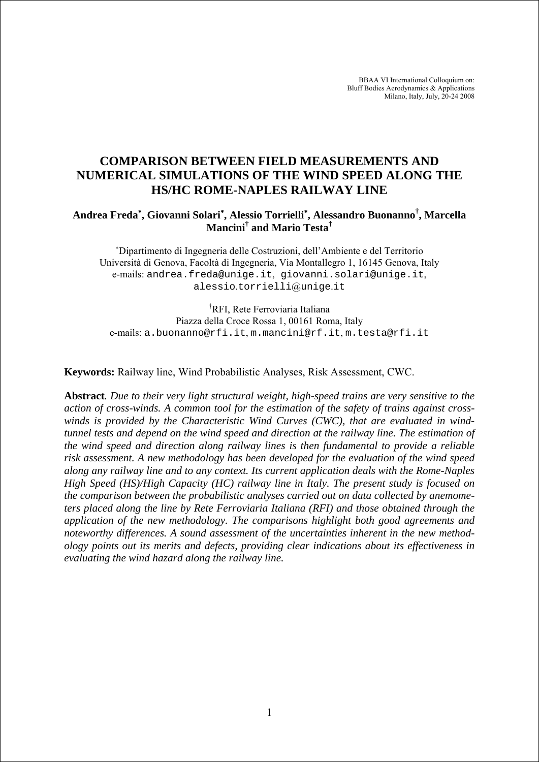BBAA VI International Colloquium on:
Bluff Bodies Aerodynamics & Applications
Milano, Italy, July, 20-24 2008

# COMPARISON BETWEEN FIELD MEASUREMENTS AND NUMERICAL SIMULATIONS OF THE WIND SPEED ALONG THE HS/HC ROME-NAPLES RAILWAY LINE

**Andrea Freda[\*], Giovanni Solari[\*], Alessio Torrielli[\*], Alessandro Buonanno[†], Marcella Mancini[†] and Mario Testa[†]**

[\*]Dipartimento di Ingegneria delle Costruzioni, dell'Ambiente e del Territorio
Università di Genova, Facoltà di Ingegneria, Via Montallegro 1, 16145 Genova, Italy
e-mails: andrea.freda@unige.it, giovanni.solari@unige.it, alessio.torrielli@unige.it

[†]RFI, Rete Ferroviaria Italiana
Piazza della Croce Rossa 1, 00161 Roma, Italy
e-mails: a.buonanno@rfi.it, m.mancini@rf.it, m.testa@rfi.it

**Keywords:** Railway line, Wind Probabilistic Analyses, Risk Assessment, CWC.

**Abstract**. *Due to their very light structural weight, high-speed trains are very sensitive to the action of cross-winds. A common tool for the estimation of the safety of trains against cross-winds is provided by the Characteristic Wind Curves (CWC), that are evaluated in wind-tunnel tests and depend on the wind speed and direction at the railway line. The estimation of the wind speed and direction along railway lines is then fundamental to provide a reliable risk assessment. A new methodology has been developed for the evaluation of the wind speed along any railway line and to any context. Its current application deals with the Rome-Naples High Speed (HS)/High Capacity (HC) railway line in Italy. The present study is focused on the comparison between the probabilistic analyses carried out on data collected by anemometers placed along the line by Rete Ferroviaria Italiana (RFI) and those obtained through the application of the new methodology. The comparisons highlight both good agreements and noteworthy differences. A sound assessment of the uncertainties inherent in the new methodology points out its merits and defects, providing clear indications about its effectiveness in evaluating the wind hazard along the railway line.*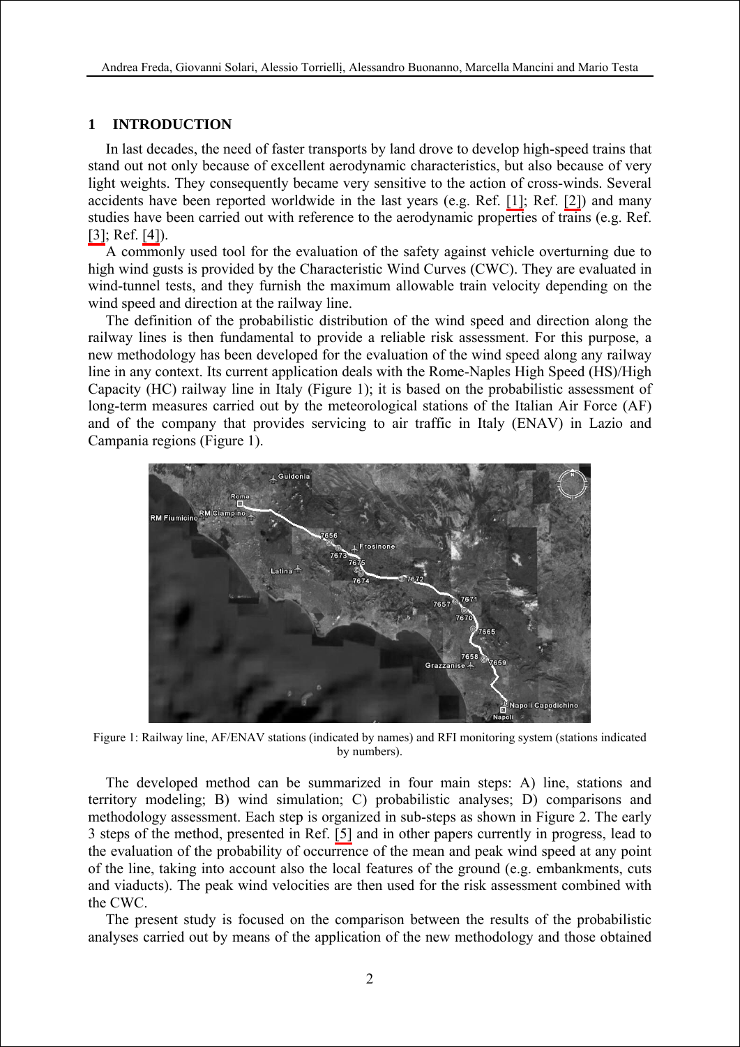## 1 INTRODUCTION

In last decades, the need of faster transports by land drove to develop high-speed trains that stand out not only because of excellent aerodynamic characteristics, but also because of very light weights. They consequently became very sensitive to the action of cross-winds. Several accidents have been reported worldwide in the last years (e.g. Ref. [1]; Ref. [2]) and many studies have been carried out with reference to the aerodynamic properties of trains (e.g. Ref. [3]; Ref. [4]).

A commonly used tool for the evaluation of the safety against vehicle overturning due to high wind gusts is provided by the Characteristic Wind Curves (CWC). They are evaluated in wind-tunnel tests, and they furnish the maximum allowable train velocity depending on the wind speed and direction at the railway line.

The definition of the probabilistic distribution of the wind speed and direction along the railway lines is then fundamental to provide a reliable risk assessment. For this purpose, a new methodology has been developed for the evaluation of the wind speed along any railway line in any context. Its current application deals with the Rome-Naples High Speed (HS)/High Capacity (HC) railway line in Italy (Figure 1); it is based on the probabilistic assessment of long-term measures carried out by the meteorological stations of the Italian Air Force (AF) and of the company that provides servicing to air traffic in Italy (ENAV) in Lazio and Campania regions (Figure 1).

Figure 1: Railway line, AF/ENAV stations (indicated by names) and RFI monitoring system (stations indicated by numbers).

The developed method can be summarized in four main steps: A) line, stations and territory modeling; B) wind simulation; C) probabilistic analyses; D) comparisons and methodology assessment. Each step is organized in sub-steps as shown in Figure 2. The early 3 steps of the method, presented in Ref. [5] and in other papers currently in progress, lead to the evaluation of the probability of occurrence of the mean and peak wind speed at any point of the line, taking into account also the local features of the ground (e.g. embankments, cuts and viaducts). The peak wind velocities are then used for the risk assessment combined with the CWC.

The present study is focused on the comparison between the results of the probabilistic analyses carried out by means of the application of the new methodology and those obtained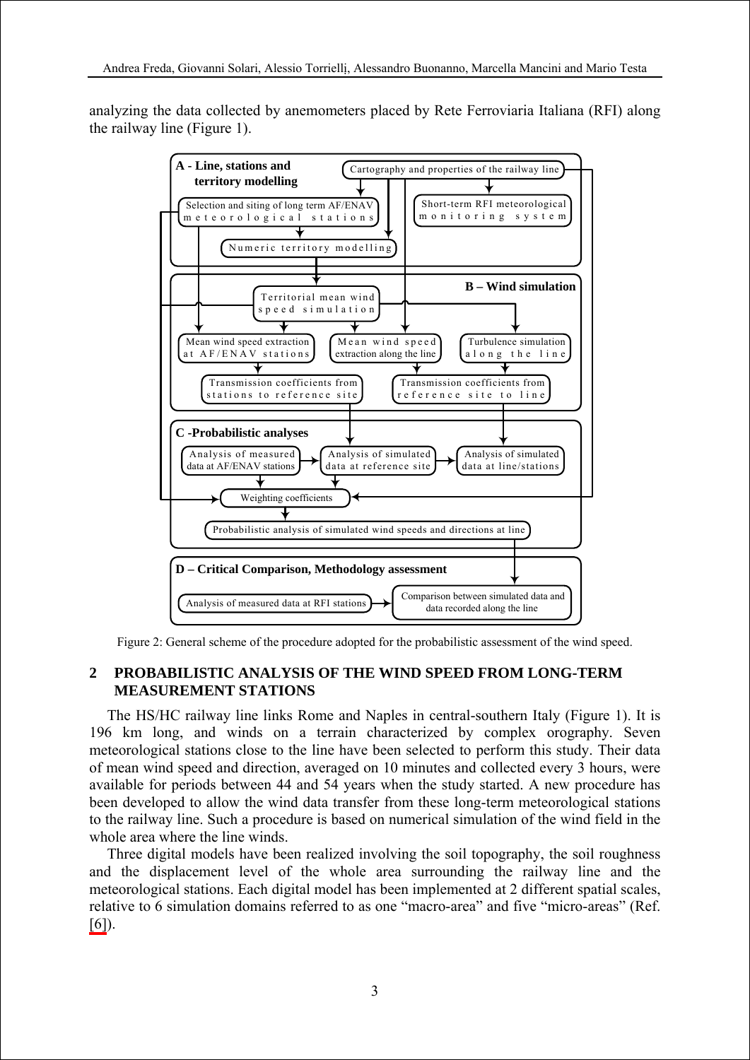analyzing the data collected by anemometers placed by Rete Ferroviaria Italiana (RFI) along the railway line (Figure 1).

Figure 2: General scheme of the procedure adopted for the probabilistic assessment of the wind speed.

## 2 PROBABILISTIC ANALYSIS OF THE WIND SPEED FROM LONG-TERM MEASUREMENT STATIONS

The HS/HC railway line links Rome and Naples in central-southern Italy (Figure 1). It is 196 km long, and winds on a terrain characterized by complex orography. Seven meteorological stations close to the line have been selected to perform this study. Their data of mean wind speed and direction, averaged on 10 minutes and collected every 3 hours, were available for periods between 44 and 54 years when the study started. A new procedure has been developed to allow the wind data transfer from these long-term meteorological stations to the railway line. Such a procedure is based on numerical simulation of the wind field in the whole area where the line winds.

Three digital models have been realized involving the soil topography, the soil roughness and the displacement level of the whole area surrounding the railway line and the meteorological stations. Each digital model has been implemented at 2 different spatial scales, relative to 6 simulation domains referred to as one "macro-area" and five "micro-areas" (Ref. [6]).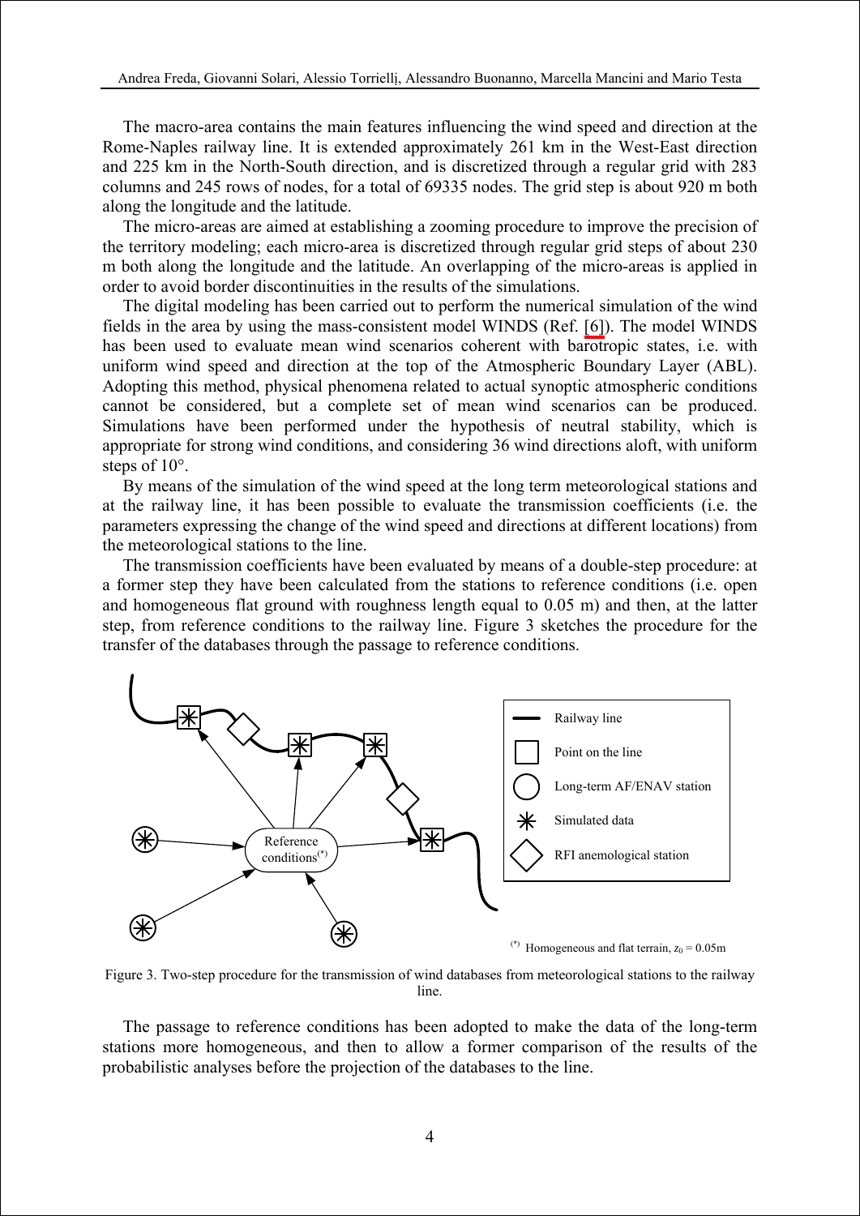The macro-area contains the main features influencing the wind speed and direction at the Rome-Naples railway line. It is extended approximately 261 km in the West-East direction and 225 km in the North-South direction, and is discretized through a regular grid with 283 columns and 245 rows of nodes, for a total of 69335 nodes. The grid step is about 920 m both along the longitude and the latitude.

The micro-areas are aimed at establishing a zooming procedure to improve the precision of the territory modeling; each micro-area is discretized through regular grid steps of about 230 m both along the longitude and the latitude. An overlapping of the micro-areas is applied in order to avoid border discontinuities in the results of the simulations.

The digital modeling has been carried out to perform the numerical simulation of the wind fields in the area by using the mass-consistent model WINDS (Ref. [6]). The model WINDS has been used to evaluate mean wind scenarios coherent with barotropic states, i.e. with uniform wind speed and direction at the top of the Atmospheric Boundary Layer (ABL). Adopting this method, physical phenomena related to actual synoptic atmospheric conditions cannot be considered, but a complete set of mean wind scenarios can be produced. Simulations have been performed under the hypothesis of neutral stability, which is appropriate for strong wind conditions, and considering 36 wind directions aloft, with uniform steps of 10°.

By means of the simulation of the wind speed at the long term meteorological stations and at the railway line, it has been possible to evaluate the transmission coefficients (i.e. the parameters expressing the change of the wind speed and directions at different locations) from the meteorological stations to the line.

The transmission coefficients have been evaluated by means of a double-step procedure: at a former step they have been calculated from the stations to reference conditions (i.e. open and homogeneous flat ground with roughness length equal to 0.05 m) and then, at the latter step, from reference conditions to the railway line. Figure 3 sketches the procedure for the transfer of the databases through the passage to reference conditions.

Railway line

Point on the line

Long-term AF/ENAV station

Simulated data

RFI anemological station

Reference conditions(*)

(*) Homogeneous and flat terrain, $z_0 = 0.05$m

Figure 3. Two-step procedure for the transmission of wind databases from meteorological stations to the railway line.

The passage to reference conditions has been adopted to make the data of the long-term stations more homogeneous, and then to allow a former comparison of the results of the probabilistic analyses before the projection of the databases to the line.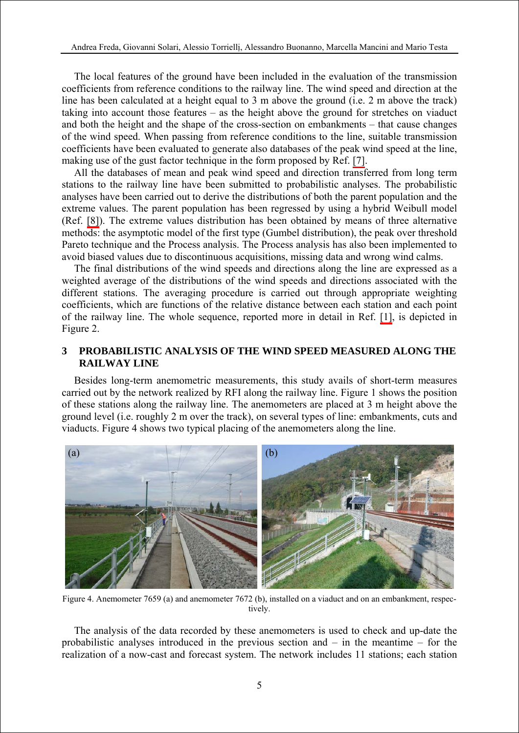The local features of the ground have been included in the evaluation of the transmission coefficients from reference conditions to the railway line. The wind speed and direction at the line has been calculated at a height equal to 3 m above the ground (i.e. 2 m above the track) taking into account those features – as the height above the ground for stretches on viaduct and both the height and the shape of the cross-section on embankments – that cause changes of the wind speed. When passing from reference conditions to the line, suitable transmission coefficients have been evaluated to generate also databases of the peak wind speed at the line, making use of the gust factor technique in the form proposed by Ref. [7].

All the databases of mean and peak wind speed and direction transferred from long term stations to the railway line have been submitted to probabilistic analyses. The probabilistic analyses have been carried out to derive the distributions of both the parent population and the extreme values. The parent population has been regressed by using a hybrid Weibull model (Ref. [8]). The extreme values distribution has been obtained by means of three alternative methods: the asymptotic model of the first type (Gumbel distribution), the peak over threshold Pareto technique and the Process analysis. The Process analysis has also been implemented to avoid biased values due to discontinuous acquisitions, missing data and wrong wind calms.

The final distributions of the wind speeds and directions along the line are expressed as a weighted average of the distributions of the wind speeds and directions associated with the different stations. The averaging procedure is carried out through appropriate weighting coefficients, which are functions of the relative distance between each station and each point of the railway line. The whole sequence, reported more in detail in Ref. [1], is depicted in Figure 2.

## 3 PROBABILISTIC ANALYSIS OF THE WIND SPEED MEASURED ALONG THE RAILWAY LINE

Besides long-term anemometric measurements, this study avails of short-term measures carried out by the network realized by RFI along the railway line. Figure 1 shows the position of these stations along the railway line. The anemometers are placed at 3 m height above the ground level (i.e. roughly 2 m over the track), on several types of line: embankments, cuts and viaducts. Figure 4 shows two typical placing of the anemometers along the line.

Figure 4. Anemometer 7659 (a) and anemometer 7672 (b), installed on a viaduct and on an embankment, respectively.

The analysis of the data recorded by these anemometers is used to check and up-date the probabilistic analyses introduced in the previous section and – in the meantime – for the realization of a now-cast and forecast system. The network includes 11 stations; each station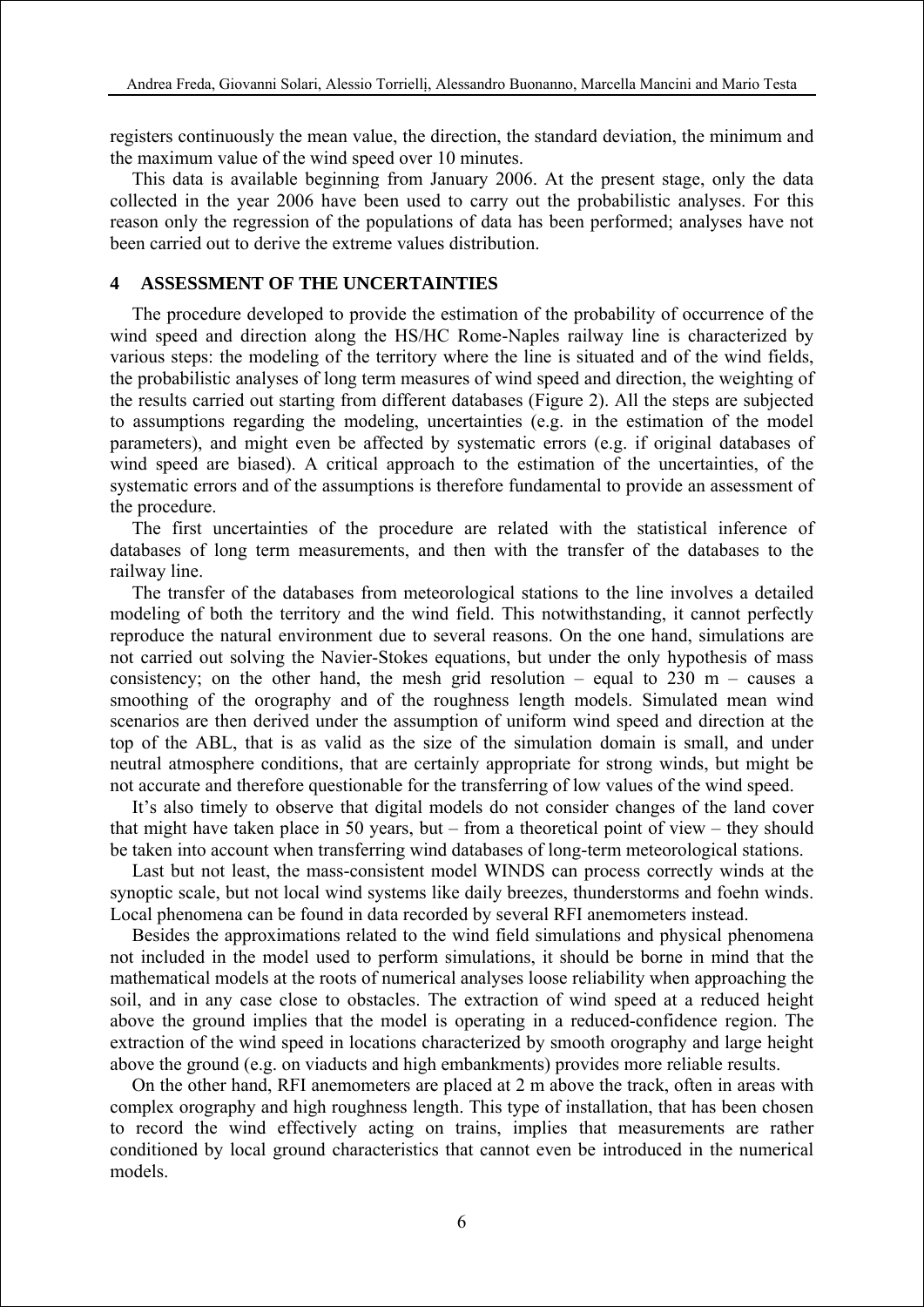registers continuously the mean value, the direction, the standard deviation, the minimum and the maximum value of the wind speed over 10 minutes.

This data is available beginning from January 2006. At the present stage, only the data collected in the year 2006 have been used to carry out the probabilistic analyses. For this reason only the regression of the populations of data has been performed; analyses have not been carried out to derive the extreme values distribution.

## 4 ASSESSMENT OF THE UNCERTAINTIES

The procedure developed to provide the estimation of the probability of occurrence of the wind speed and direction along the HS/HC Rome-Naples railway line is characterized by various steps: the modeling of the territory where the line is situated and of the wind fields, the probabilistic analyses of long term measures of wind speed and direction, the weighting of the results carried out starting from different databases (Figure 2). All the steps are subjected to assumptions regarding the modeling, uncertainties (e.g. in the estimation of the model parameters), and might even be affected by systematic errors (e.g. if original databases of wind speed are biased). A critical approach to the estimation of the uncertainties, of the systematic errors and of the assumptions is therefore fundamental to provide an assessment of the procedure.

The first uncertainties of the procedure are related with the statistical inference of databases of long term measurements, and then with the transfer of the databases to the railway line.

The transfer of the databases from meteorological stations to the line involves a detailed modeling of both the territory and the wind field. This notwithstanding, it cannot perfectly reproduce the natural environment due to several reasons. On the one hand, simulations are not carried out solving the Navier-Stokes equations, but under the only hypothesis of mass consistency; on the other hand, the mesh grid resolution – equal to 230 m – causes a smoothing of the orography and of the roughness length models. Simulated mean wind scenarios are then derived under the assumption of uniform wind speed and direction at the top of the ABL, that is as valid as the size of the simulation domain is small, and under neutral atmosphere conditions, that are certainly appropriate for strong winds, but might be not accurate and therefore questionable for the transferring of low values of the wind speed.

It's also timely to observe that digital models do not consider changes of the land cover that might have taken place in 50 years, but – from a theoretical point of view – they should be taken into account when transferring wind databases of long-term meteorological stations.

Last but not least, the mass-consistent model WINDS can process correctly winds at the synoptic scale, but not local wind systems like daily breezes, thunderstorms and foehn winds. Local phenomena can be found in data recorded by several RFI anemometers instead.

Besides the approximations related to the wind field simulations and physical phenomena not included in the model used to perform simulations, it should be borne in mind that the mathematical models at the roots of numerical analyses loose reliability when approaching the soil, and in any case close to obstacles. The extraction of wind speed at a reduced height above the ground implies that the model is operating in a reduced-confidence region. The extraction of the wind speed in locations characterized by smooth orography and large height above the ground (e.g. on viaducts and high embankments) provides more reliable results.

On the other hand, RFI anemometers are placed at 2 m above the track, often in areas with complex orography and high roughness length. This type of installation, that has been chosen to record the wind effectively acting on trains, implies that measurements are rather conditioned by local ground characteristics that cannot even be introduced in the numerical models.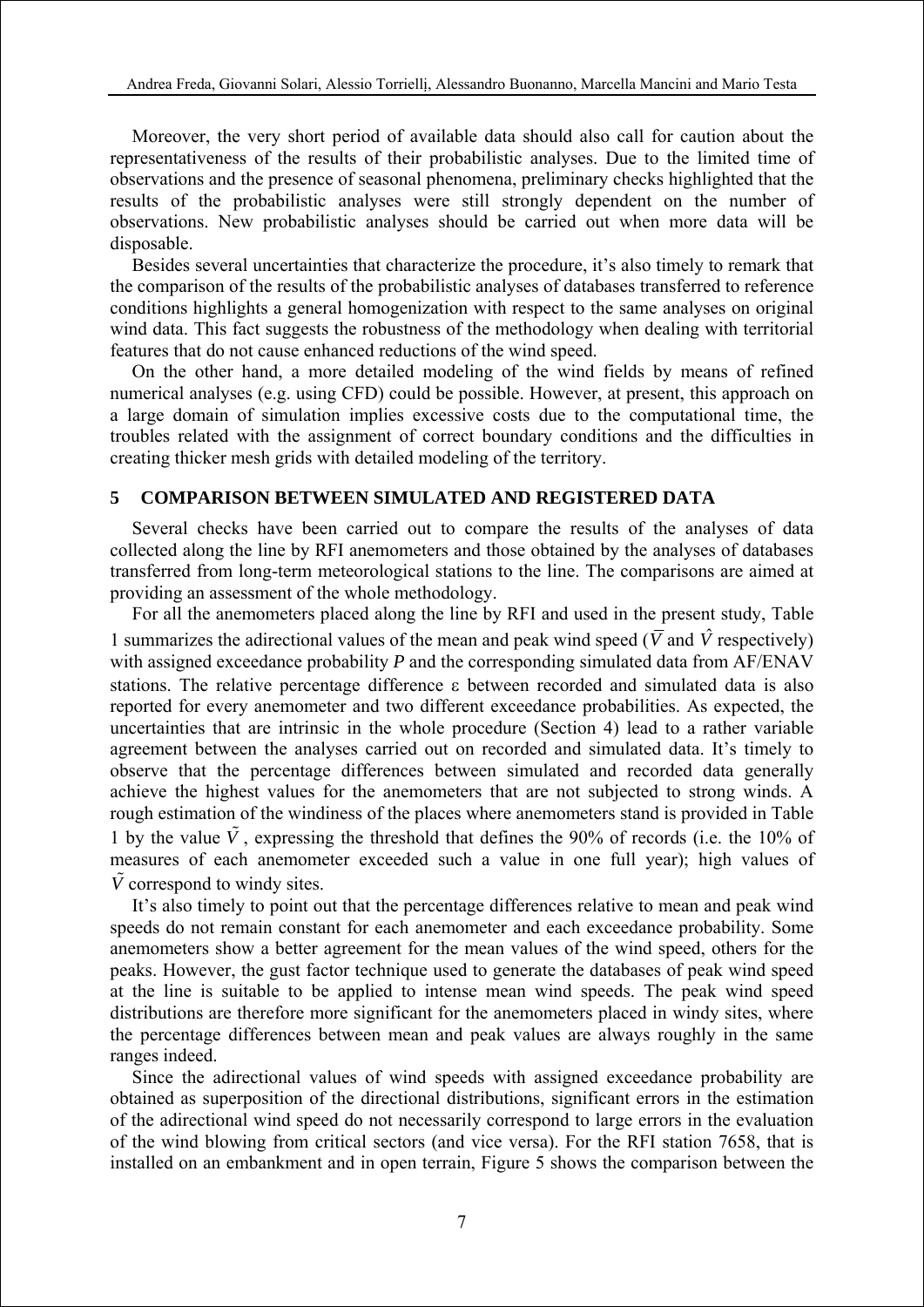Moreover, the very short period of available data should also call for caution about the representativeness of the results of their probabilistic analyses. Due to the limited time of observations and the presence of seasonal phenomena, preliminary checks highlighted that the results of the probabilistic analyses were still strongly dependent on the number of observations. New probabilistic analyses should be carried out when more data will be disposable.

Besides several uncertainties that characterize the procedure, it's also timely to remark that the comparison of the results of the probabilistic analyses of databases transferred to reference conditions highlights a general homogenization with respect to the same analyses on original wind data. This fact suggests the robustness of the methodology when dealing with territorial features that do not cause enhanced reductions of the wind speed.

On the other hand, a more detailed modeling of the wind fields by means of refined numerical analyses (e.g. using CFD) could be possible. However, at present, this approach on a large domain of simulation implies excessive costs due to the computational time, the troubles related with the assignment of correct boundary conditions and the difficulties in creating thicker mesh grids with detailed modeling of the territory.

## 5 COMPARISON BETWEEN SIMULATED AND REGISTERED DATA

Several checks have been carried out to compare the results of the analyses of data collected along the line by RFI anemometers and those obtained by the analyses of databases transferred from long-term meteorological stations to the line. The comparisons are aimed at providing an assessment of the whole methodology.

For all the anemometers placed along the line by RFI and used in the present study, Table 1 summarizes the adirectional values of the mean and peak wind speed ($\overline{V}$ and $\hat{V}$ respectively) with assigned exceedance probability *P* and the corresponding simulated data from AF/ENAV stations. The relative percentage difference $\varepsilon$ between recorded and simulated data is also reported for every anemometer and two different exceedance probabilities. As expected, the uncertainties that are intrinsic in the whole procedure (Section 4) lead to a rather variable agreement between the analyses carried out on recorded and simulated data. It's timely to observe that the percentage differences between simulated and recorded data generally achieve the highest values for the anemometers that are not subjected to strong winds. A rough estimation of the windiness of the places where anemometers stand is provided in Table 1 by the value $\tilde{V}$, expressing the threshold that defines the 90% of records (i.e. the 10% of measures of each anemometer exceeded such a value in one full year); high values of $\tilde{V}$ correspond to windy sites.

It's also timely to point out that the percentage differences relative to mean and peak wind speeds do not remain constant for each anemometer and each exceedance probability. Some anemometers show a better agreement for the mean values of the wind speed, others for the peaks. However, the gust factor technique used to generate the databases of peak wind speed at the line is suitable to be applied to intense mean wind speeds. The peak wind speed distributions are therefore more significant for the anemometers placed in windy sites, where the percentage differences between mean and peak values are always roughly in the same ranges indeed.

Since the adirectional values of wind speeds with assigned exceedance probability are obtained as superposition of the directional distributions, significant errors in the estimation of the adirectional wind speed do not necessarily correspond to large errors in the evaluation of the wind blowing from critical sectors (and vice versa). For the RFI station 7658, that is installed on an embankment and in open terrain, Figure 5 shows the comparison between the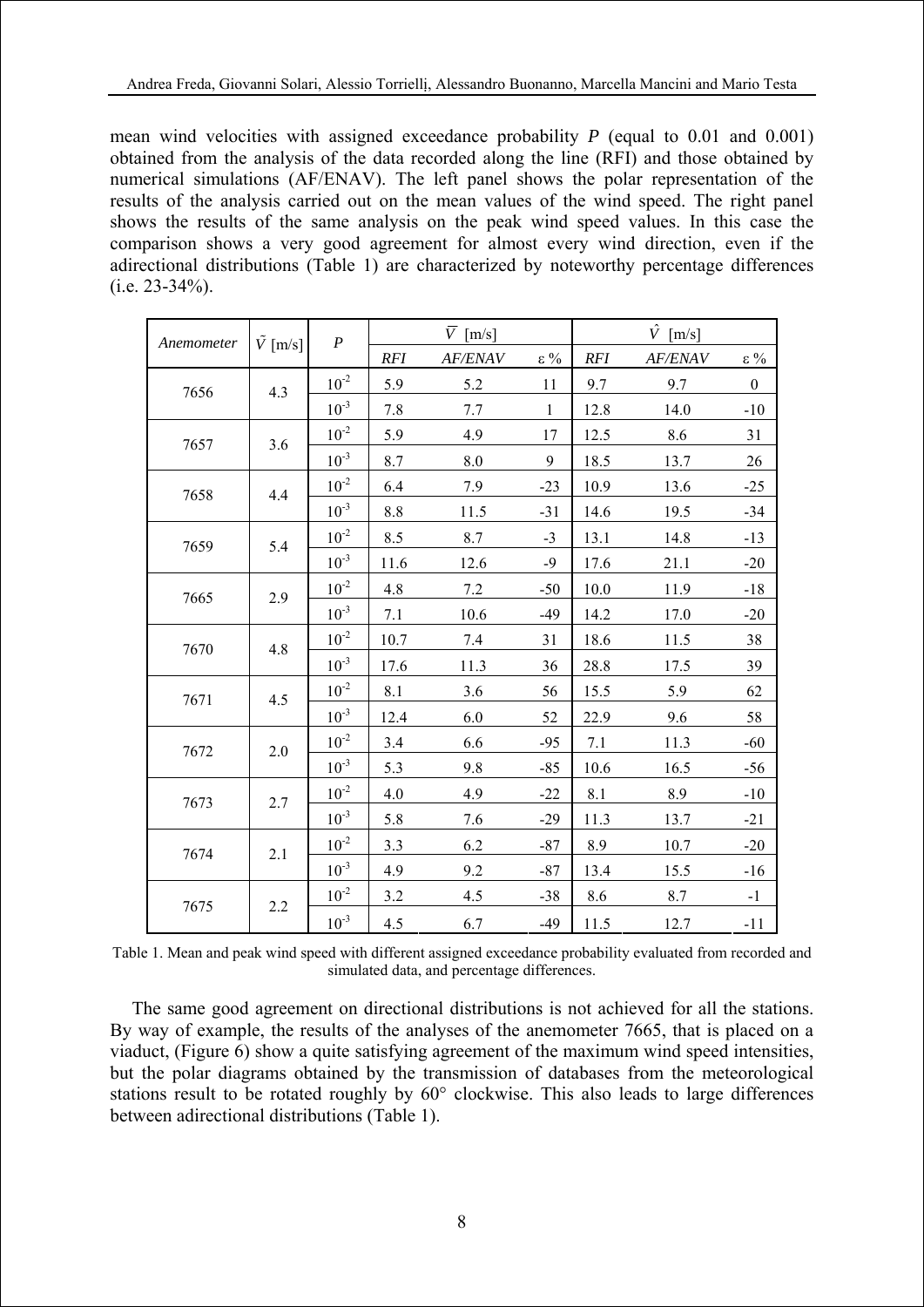mean wind velocities with assigned exceedance probability *P* (equal to 0.01 and 0.001) obtained from the analysis of the data recorded along the line (RFI) and those obtained by numerical simulations (AF/ENAV). The left panel shows the polar representation of the results of the analysis carried out on the mean values of the wind speed. The right panel shows the results of the same analysis on the peak wind speed values. In this case the comparison shows a very good agreement for almost every wind direction, even if the adirectional distributions (Table 1) are characterized by noteworthy percentage differences (i.e. 23-34%).

| *Anemometer* | $\tilde{V}$ [m/s] | *P* | $\bar{V}$ [m/s] | | | $\hat{V}$ [m/s] | | |
|---|---|---|---|---|---|---|---|---|
| | | | *RFI* | *AF/ENAV* | ε % | *RFI* | *AF/ENAV* | ε % |
| 7656 | 4.3 | $10^{-2}$ | 5.9 | 5.2 | 11 | 9.7 | 9.7 | 0 |
| | | $10^{-3}$ | 7.8 | 7.7 | 1 | 12.8 | 14.0 | -10 |
| 7657 | 3.6 | $10^{-2}$ | 5.9 | 4.9 | 17 | 12.5 | 8.6 | 31 |
| | | $10^{-3}$ | 8.7 | 8.0 | 9 | 18.5 | 13.7 | 26 |
| 7658 | 4.4 | $10^{-2}$ | 6.4 | 7.9 | -23 | 10.9 | 13.6 | -25 |
| | | $10^{-3}$ | 8.8 | 11.5 | -31 | 14.6 | 19.5 | -34 |
| 7659 | 5.4 | $10^{-2}$ | 8.5 | 8.7 | -3 | 13.1 | 14.8 | -13 |
| | | $10^{-3}$ | 11.6 | 12.6 | -9 | 17.6 | 21.1 | -20 |
| 7665 | 2.9 | $10^{-2}$ | 4.8 | 7.2 | -50 | 10.0 | 11.9 | -18 |
| | | $10^{-3}$ | 7.1 | 10.6 | -49 | 14.2 | 17.0 | -20 |
| 7670 | 4.8 | $10^{-2}$ | 10.7 | 7.4 | 31 | 18.6 | 11.5 | 38 |
| | | $10^{-3}$ | 17.6 | 11.3 | 36 | 28.8 | 17.5 | 39 |
| 7671 | 4.5 | $10^{-2}$ | 8.1 | 3.6 | 56 | 15.5 | 5.9 | 62 |
| | | $10^{-3}$ | 12.4 | 6.0 | 52 | 22.9 | 9.6 | 58 |
| 7672 | 2.0 | $10^{-2}$ | 3.4 | 6.6 | -95 | 7.1 | 11.3 | -60 |
| | | $10^{-3}$ | 5.3 | 9.8 | -85 | 10.6 | 16.5 | -56 |
| 7673 | 2.7 | $10^{-2}$ | 4.0 | 4.9 | -22 | 8.1 | 8.9 | -10 |
| | | $10^{-3}$ | 5.8 | 7.6 | -29 | 11.3 | 13.7 | -21 |
| 7674 | 2.1 | $10^{-2}$ | 3.3 | 6.2 | -87 | 8.9 | 10.7 | -20 |
| | | $10^{-3}$ | 4.9 | 9.2 | -87 | 13.4 | 15.5 | -16 |
| 7675 | 2.2 | $10^{-2}$ | 3.2 | 4.5 | -38 | 8.6 | 8.7 | -1 |
| | | $10^{-3}$ | 4.5 | 6.7 | -49 | 11.5 | 12.7 | -11 |

Table 1. Mean and peak wind speed with different assigned exceedance probability evaluated from recorded and simulated data, and percentage differences.

The same good agreement on directional distributions is not achieved for all the stations. By way of example, the results of the analyses of the anemometer 7665, that is placed on a viaduct, (Figure 6) show a quite satisfying agreement of the maximum wind speed intensities, but the polar diagrams obtained by the transmission of databases from the meteorological stations result to be rotated roughly by 60° clockwise. This also leads to large differences between adirectional distributions (Table 1).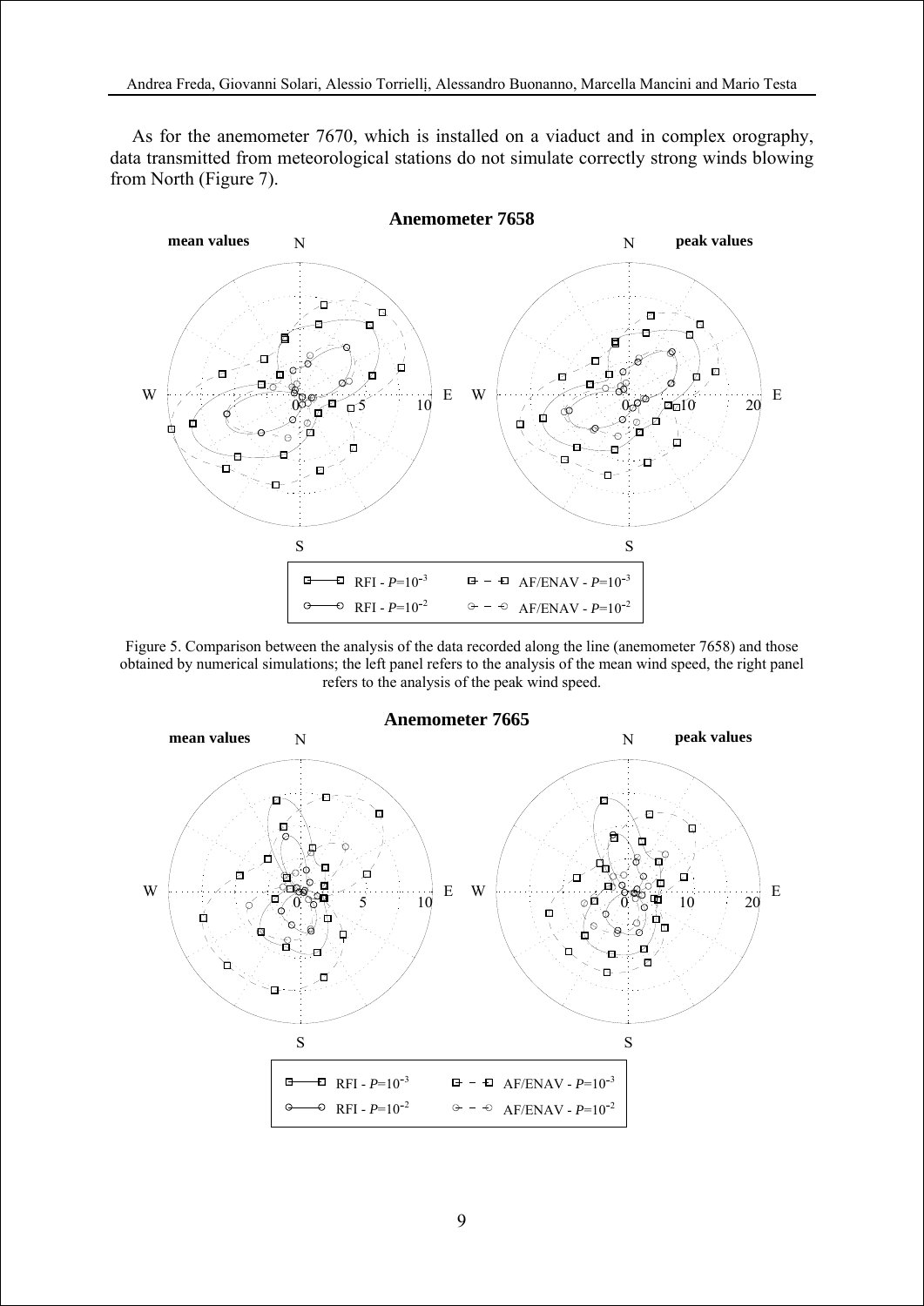As for the anemometer 7670, which is installed on a viaduct and in complex orography, data transmitted from meteorological stations do not simulate correctly strong winds blowing from North (Figure 7).

Figure 5. Comparison between the analysis of the data recorded along the line (anemometer 7658) and those obtained by numerical simulations; the left panel refers to the analysis of the mean wind speed, the right panel refers to the analysis of the peak wind speed.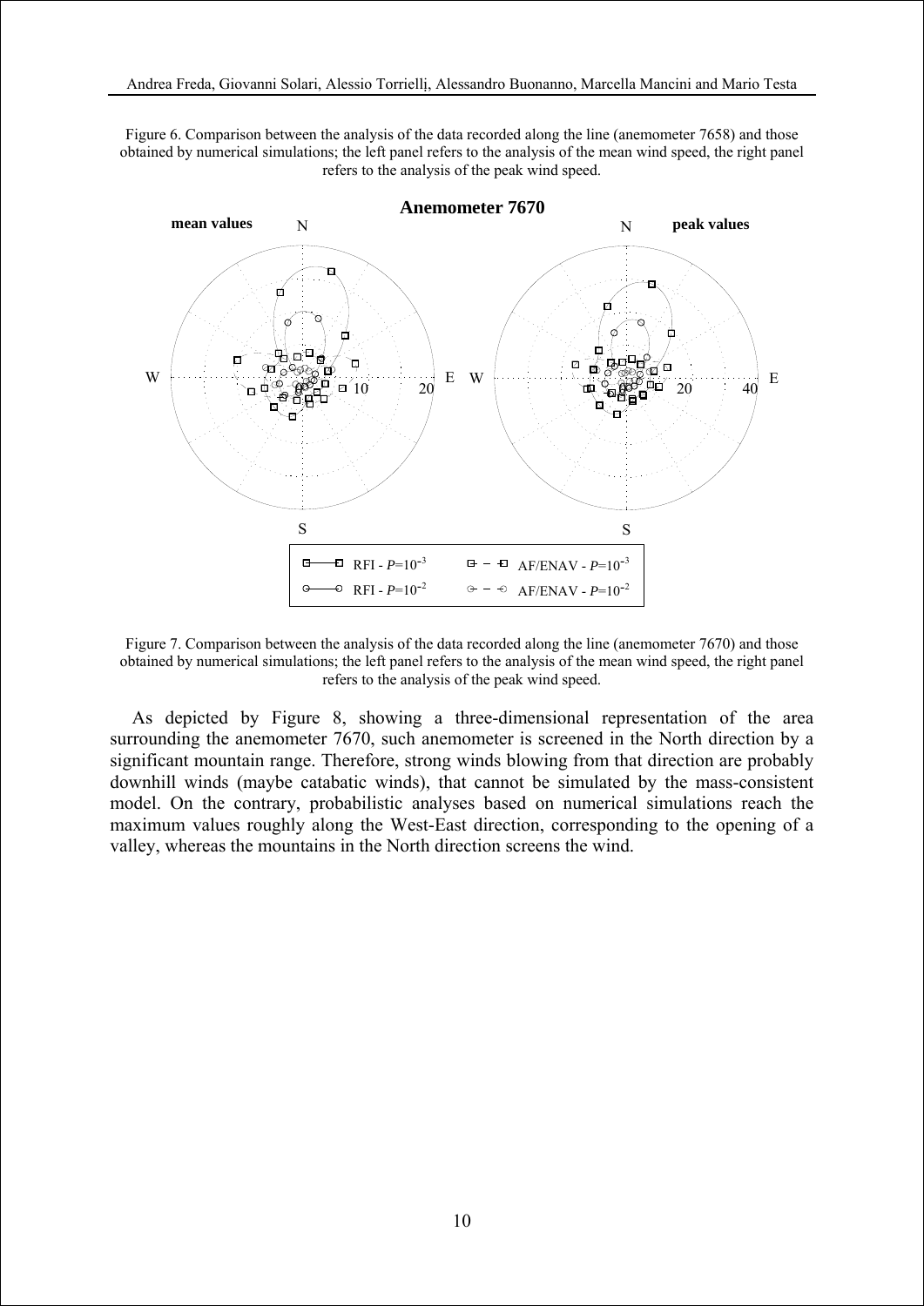Figure 6. Comparison between the analysis of the data recorded along the line (anemometer 7658) and those obtained by numerical simulations; the left panel refers to the analysis of the mean wind speed, the right panel refers to the analysis of the peak wind speed.

Figure 7. Comparison between the analysis of the data recorded along the line (anemometer 7670) and those obtained by numerical simulations; the left panel refers to the analysis of the mean wind speed, the right panel refers to the analysis of the peak wind speed.

As depicted by Figure 8, showing a three-dimensional representation of the area surrounding the anemometer 7670, such anemometer is screened in the North direction by a significant mountain range. Therefore, strong winds blowing from that direction are probably downhill winds (maybe catabatic winds), that cannot be simulated by the mass-consistent model. On the contrary, probabilistic analyses based on numerical simulations reach the maximum values roughly along the West-East direction, corresponding to the opening of a valley, whereas the mountains in the North direction screens the wind.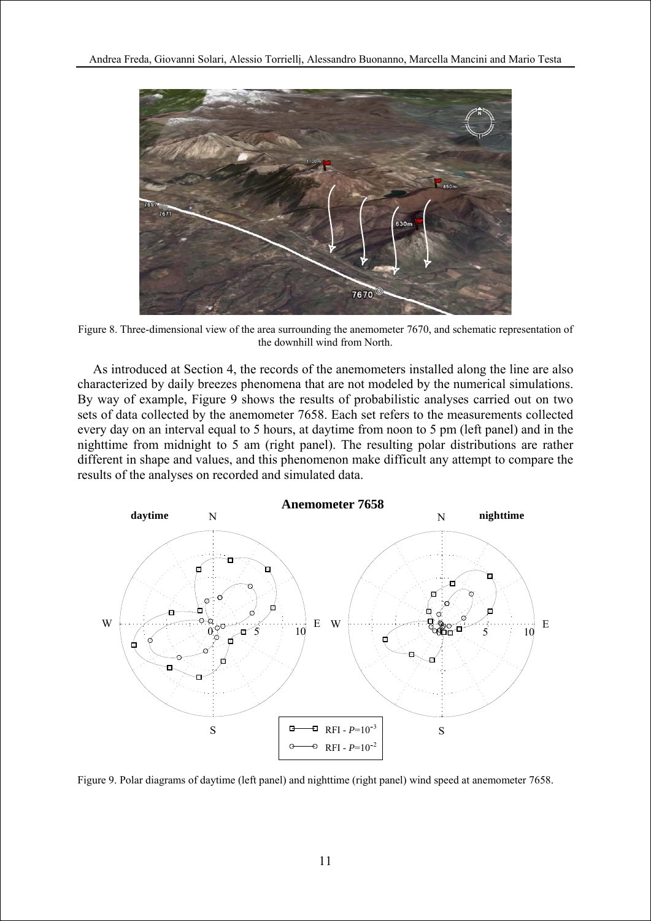Figure 8. Three-dimensional view of the area surrounding the anemometer 7670, and schematic representation of the downhill wind from North.

As introduced at Section 4, the records of the anemometers installed along the line are also characterized by daily breezes phenomena that are not modeled by the numerical simulations. By way of example, Figure 9 shows the results of probabilistic analyses carried out on two sets of data collected by the anemometer 7658. Each set refers to the measurements collected every day on an interval equal to 5 hours, at daytime from noon to 5 pm (left panel) and in the nighttime from midnight to 5 am (right panel). The resulting polar distributions are rather different in shape and values, and this phenomenon make difficult any attempt to compare the results of the analyses on recorded and simulated data.

Figure 9. Polar diagrams of daytime (left panel) and nighttime (right panel) wind speed at anemometer 7658.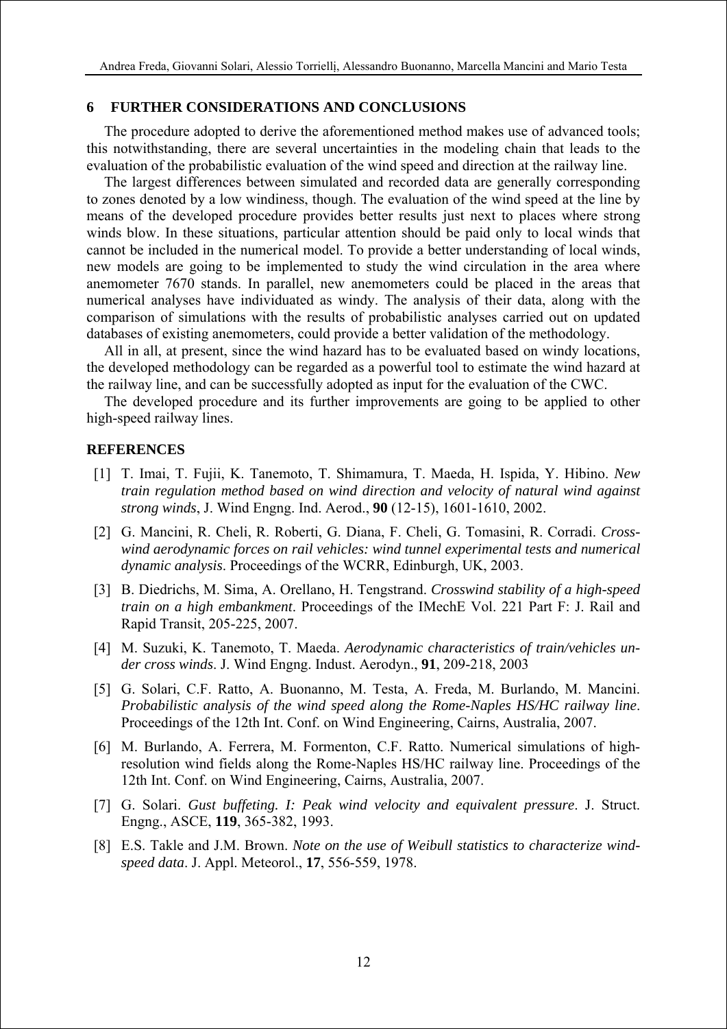## 6 FURTHER CONSIDERATIONS AND CONCLUSIONS

The procedure adopted to derive the aforementioned method makes use of advanced tools; this notwithstanding, there are several uncertainties in the modeling chain that leads to the evaluation of the probabilistic evaluation of the wind speed and direction at the railway line.

The largest differences between simulated and recorded data are generally corresponding to zones denoted by a low windiness, though. The evaluation of the wind speed at the line by means of the developed procedure provides better results just next to places where strong winds blow. In these situations, particular attention should be paid only to local winds that cannot be included in the numerical model. To provide a better understanding of local winds, new models are going to be implemented to study the wind circulation in the area where anemometer 7670 stands. In parallel, new anemometers could be placed in the areas that numerical analyses have individuated as windy. The analysis of their data, along with the comparison of simulations with the results of probabilistic analyses carried out on updated databases of existing anemometers, could provide a better validation of the methodology.

All in all, at present, since the wind hazard has to be evaluated based on windy locations, the developed methodology can be regarded as a powerful tool to estimate the wind hazard at the railway line, and can be successfully adopted as input for the evaluation of the CWC.

The developed procedure and its further improvements are going to be applied to other high-speed railway lines.

## REFERENCES

[1] T. Imai, T. Fujii, K. Tanemoto, T. Shimamura, T. Maeda, H. Ispida, Y. Hibino. *New train regulation method based on wind direction and velocity of natural wind against strong winds*, J. Wind Engng. Ind. Aerod., **90** (12-15), 1601-1610, 2002.

[2] G. Mancini, R. Cheli, R. Roberti, G. Diana, F. Cheli, G. Tomasini, R. Corradi. *Cross-wind aerodynamic forces on rail vehicles: wind tunnel experimental tests and numerical dynamic analysis*. Proceedings of the WCRR, Edinburgh, UK, 2003.

[3] B. Diedrichs, M. Sima, A. Orellano, H. Tengstrand. *Crosswind stability of a high-speed train on a high embankment*. Proceedings of the IMechE Vol. 221 Part F: J. Rail and Rapid Transit, 205-225, 2007.

[4] M. Suzuki, K. Tanemoto, T. Maeda. *Aerodynamic characteristics of train/vehicles under cross winds*. J. Wind Engng. Indust. Aerodyn., **91**, 209-218, 2003

[5] G. Solari, C.F. Ratto, A. Buonanno, M. Testa, A. Freda, M. Burlando, M. Mancini. *Probabilistic analysis of the wind speed along the Rome-Naples HS/HC railway line*. Proceedings of the 12th Int. Conf. on Wind Engineering, Cairns, Australia, 2007.

[6] M. Burlando, A. Ferrera, M. Formenton, C.F. Ratto. Numerical simulations of high-resolution wind fields along the Rome-Naples HS/HC railway line. Proceedings of the 12th Int. Conf. on Wind Engineering, Cairns, Australia, 2007.

[7] G. Solari. *Gust buffeting. I: Peak wind velocity and equivalent pressure*. J. Struct. Engng., ASCE, **119**, 365-382, 1993.

[8] E.S. Takle and J.M. Brown. *Note on the use of Weibull statistics to characterize wind-speed data*. J. Appl. Meteorol., **17**, 556-559, 1978.